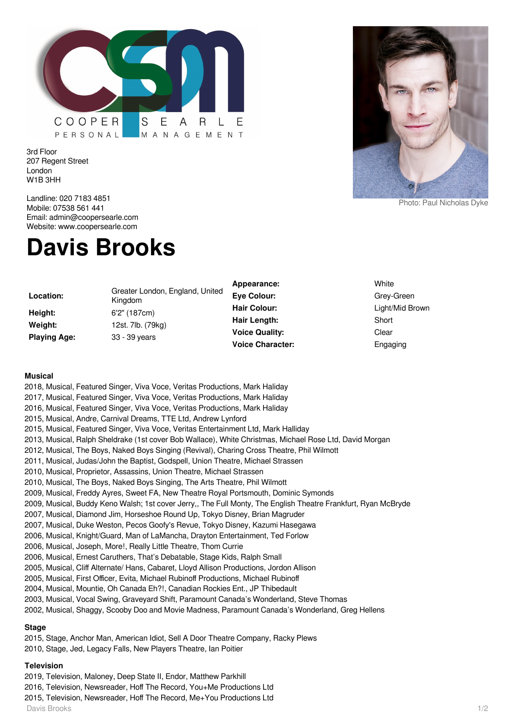COOPER SEARLE PERSONAL MANAGEMENT

3rd Floor
207 Regent Street
London
W1B 3HH

Landline: 020 7183 4851
Mobile: 07538 561 441
Email: admin@coopersearle.com
Website: www.coopersearle.com

Photo: Paul Nicholas Dyke

# Davis Brooks

| | | | |
|---|---|---|---|
| **Location:** | Greater London, England, United Kingdom | **Appearance:** | White |
| **Height:** | 6'2" (187cm) | **Eye Colour:** | Grey-Green |
| **Weight:** | 12st. 7lb. (79kg) | **Hair Colour:** | Light/Mid Brown |
| **Playing Age:** | 33 - 39 years | **Hair Length:** | Short |
| | | **Voice Quality:** | Clear |
| | | **Voice Character:** | Engaging |

### Musical

2018, Musical, Featured Singer, Viva Voce, Veritas Productions, Mark Haliday
2017, Musical, Featured Singer, Viva Voce, Veritas Productions, Mark Haliday
2016, Musical, Featured Singer, Viva Voce, Veritas Productions, Mark Haliday
2015, Musical, Andre, Carnival Dreams, TTE Ltd, Andrew Lynford
2015, Musical, Featured Singer, Viva Voce, Veritas Entertainment Ltd, Mark Halliday
2013, Musical, Ralph Sheldrake (1st cover Bob Wallace), White Christmas, Michael Rose Ltd, David Morgan
2012, Musical, The Boys, Naked Boys Singing (Revival), Charing Cross Theatre, Phil Wilmott
2011, Musical, Judas/John the Baptist, Godspell, Union Theatre, Michael Strassen
2010, Musical, Proprietor, Assassins, Union Theatre, Michael Strassen
2010, Musical, The Boys, Naked Boys Singing, The Arts Theatre, Phil Wilmott
2009, Musical, Freddy Ayres, Sweet FA, New Theatre Royal Portsmouth, Dominic Symonds
2009, Musical, Buddy Keno Walsh; 1st cover Jerry,, The Full Monty, The English Theatre Frankfurt, Ryan McBryde
2007, Musical, Diamond Jim, Horseshoe Round Up, Tokyo Disney, Brian Magruder
2007, Musical, Duke Weston, Pecos Goofy's Revue, Tokyo Disney, Kazumi Hasegawa
2006, Musical, Knight/Guard, Man of LaMancha, Drayton Entertainment, Ted Forlow
2006, Musical, Joseph, More!, Really Little Theatre, Thom Currie
2006, Musical, Ernest Caruthers, That's Debatable, Stage Kids, Ralph Small
2005, Musical, Cliff Alternate/ Hans, Cabaret, Lloyd Allison Productions, Jordon Allison
2005, Musical, First Officer, Evita, Michael Rubinoff Productions, Michael Rubinoff
2004, Musical, Mountie, Oh Canada Eh?!, Canadian Rockies Ent., JP Thibedault
2003, Musical, Vocal Swing, Graveyard Shift, Paramount Canada's Wonderland, Steve Thomas
2002, Musical, Shaggy, Scooby Doo and Movie Madness, Paramount Canada's Wonderland, Greg Hellens

### Stage

2015, Stage, Anchor Man, American Idiot, Sell A Door Theatre Company, Racky Plews
2010, Stage, Jed, Legacy Falls, New Players Theatre, Ian Poitier

### Television

2019, Television, Maloney, Deep State II, Endor, Matthew Parkhill
2016, Television, Newsreader, Hoff The Record, You+Me Productions Ltd
2015, Television, Newsreader, Hoff The Record, Me+You Productions Ltd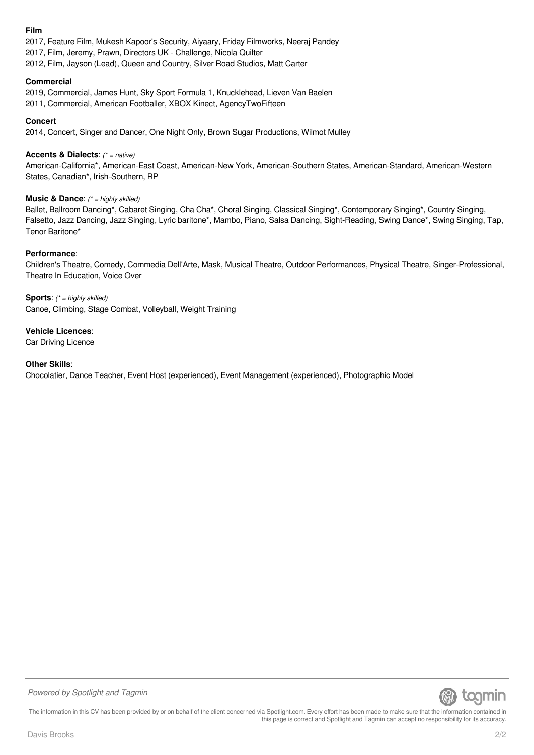**Film**

2017, Feature Film, Mukesh Kapoor's Security, Aiyaary, Friday Filmworks, Neeraj Pandey
2017, Film, Jeremy, Prawn, Directors UK - Challenge, Nicola Quilter
2012, Film, Jayson (Lead), Queen and Country, Silver Road Studios, Matt Carter

**Commercial**

2019, Commercial, James Hunt, Sky Sport Formula 1, Knucklehead, Lieven Van Baelen
2011, Commercial, American Footballer, XBOX Kinect, AgencyTwoFifteen

**Concert**

2014, Concert, Singer and Dancer, One Night Only, Brown Sugar Productions, Wilmot Mulley

**Accents & Dialects**: *(* = native)*

American-California*, American-East Coast, American-New York, American-Southern States, American-Standard, American-Western States, Canadian*, Irish-Southern, RP

**Music & Dance**: *(* = highly skilled)*

Ballet, Ballroom Dancing*, Cabaret Singing, Cha Cha*, Choral Singing, Classical Singing*, Contemporary Singing*, Country Singing, Falsetto, Jazz Dancing, Jazz Singing, Lyric baritone*, Mambo, Piano, Salsa Dancing, Sight-Reading, Swing Dance*, Swing Singing, Tap, Tenor Baritone*

**Performance**:

Children's Theatre, Comedy, Commedia Dell'Arte, Mask, Musical Theatre, Outdoor Performances, Physical Theatre, Singer-Professional, Theatre In Education, Voice Over

**Sports**: *(* = highly skilled)*

Canoe, Climbing, Stage Combat, Volleyball, Weight Training

**Vehicle Licences**:

Car Driving Licence

**Other Skills**:

Chocolatier, Dance Teacher, Event Host (experienced), Event Management (experienced), Photographic Model

*Powered by Spotlight and Tagmin*

The information in this CV has been provided by or on behalf of the client concerned via Spotlight.com. Every effort has been made to make sure that the information contained in this page is correct and Spotlight and Tagmin can accept no responsibility for its accuracy.